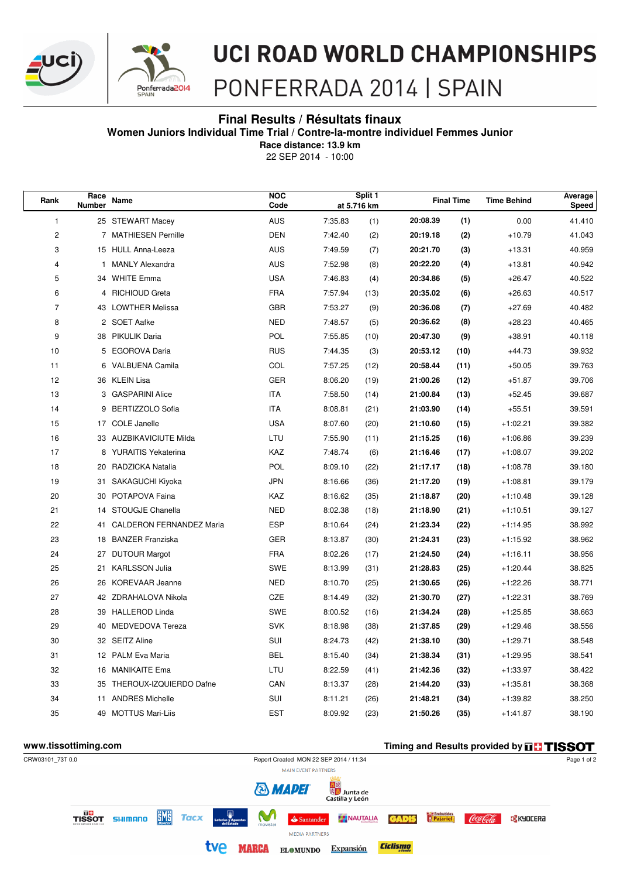# UCI ROAD WORLD CHAMPIONSHIPS

## PONFERRADA 2014 | SPAIN

### Final Results / Résultats finaux

**Women Juniors Individual Time Trial / Contre-la-montre individuel Femmes Junior**

**Race distance: 13.9 km**

22 SEP 2014 - 10:00

| Rank | Race Number | Name | NOC Code | Split 1 at 5.716 km | | Final Time | | Time Behind | Average Speed |
|---|---|---|---|---|---|---|---|---|---|
| 1 | 25 | STEWART Macey | AUS | 7:35.83 | (1) | **20:08.39** | **(1)** | 0.00 | 41.410 |
| 2 | 7 | MATHIESEN Pernille | DEN | 7:42.40 | (2) | **20:19.18** | **(2)** | +10.79 | 41.043 |
| 3 | 15 | HULL Anna-Leeza | AUS | 7:49.59 | (7) | **20:21.70** | **(3)** | +13.31 | 40.959 |
| 4 | 1 | MANLY Alexandra | AUS | 7:52.98 | (8) | **20:22.20** | **(4)** | +13.81 | 40.942 |
| 5 | 34 | WHITE Emma | USA | 7:46.83 | (4) | **20:34.86** | **(5)** | +26.47 | 40.522 |
| 6 | 4 | RICHIOUD Greta | FRA | 7:57.94 | (13) | **20:35.02** | **(6)** | +26.63 | 40.517 |
| 7 | 43 | LOWTHER Melissa | GBR | 7:53.27 | (9) | **20:36.08** | **(7)** | +27.69 | 40.482 |
| 8 | 2 | SOET Aafke | NED | 7:48.57 | (5) | **20:36.62** | **(8)** | +28.23 | 40.465 |
| 9 | 38 | PIKULIK Daria | POL | 7:55.85 | (10) | **20:47.30** | **(9)** | +38.91 | 40.118 |
| 10 | 5 | EGOROVA Daria | RUS | 7:44.35 | (3) | **20:53.12** | **(10)** | +44.73 | 39.932 |
| 11 | 6 | VALBUENA Camila | COL | 7:57.25 | (12) | **20:58.44** | **(11)** | +50.05 | 39.763 |
| 12 | 36 | KLEIN Lisa | GER | 8:06.20 | (19) | **21:00.26** | **(12)** | +51.87 | 39.706 |
| 13 | 3 | GASPARINI Alice | ITA | 7:58.50 | (14) | **21:00.84** | **(13)** | +52.45 | 39.687 |
| 14 | 9 | BERTIZZOLO Sofia | ITA | 8:08.81 | (21) | **21:03.90** | **(14)** | +55.51 | 39.591 |
| 15 | 17 | COLE Janelle | USA | 8:07.60 | (20) | **21:10.60** | **(15)** | +1:02.21 | 39.382 |
| 16 | 33 | AUZBIKAVICIUTE Milda | LTU | 7:55.90 | (11) | **21:15.25** | **(16)** | +1:06.86 | 39.239 |
| 17 | 8 | YURAITIS Yekaterina | KAZ | 7:48.74 | (6) | **21:16.46** | **(17)** | +1:08.07 | 39.202 |
| 18 | 20 | RADZICKA Natalia | POL | 8:09.10 | (22) | **21:17.17** | **(18)** | +1:08.78 | 39.180 |
| 19 | 31 | SAKAGUCHI Kiyoka | JPN | 8:16.66 | (36) | **21:17.20** | **(19)** | +1:08.81 | 39.179 |
| 20 | 30 | POTAPOVA Faina | KAZ | 8:16.62 | (35) | **21:18.87** | **(20)** | +1:10.48 | 39.128 |
| 21 | 14 | STOUGJE Chanella | NED | 8:02.38 | (18) | **21:18.90** | **(21)** | +1:10.51 | 39.127 |
| 22 | 41 | CALDERON FERNANDEZ Maria | ESP | 8:10.64 | (24) | **21:23.34** | **(22)** | +1:14.95 | 38.992 |
| 23 | 18 | BANZER Franziska | GER | 8:13.87 | (30) | **21:24.31** | **(23)** | +1:15.92 | 38.962 |
| 24 | 27 | DUTOUR Margot | FRA | 8:02.26 | (17) | **21:24.50** | **(24)** | +1:16.11 | 38.956 |
| 25 | 21 | KARLSSON Julia | SWE | 8:13.99 | (31) | **21:28.83** | **(25)** | +1:20.44 | 38.825 |
| 26 | 26 | KOREVAAR Jeanne | NED | 8:10.70 | (25) | **21:30.65** | **(26)** | +1:22.26 | 38.771 |
| 27 | 42 | ZDRAHALOVA Nikola | CZE | 8:14.49 | (32) | **21:30.70** | **(27)** | +1:22.31 | 38.769 |
| 28 | 39 | HALLEROD Linda | SWE | 8:00.52 | (16) | **21:34.24** | **(28)** | +1:25.85 | 38.663 |
| 29 | 40 | MEDVEDOVA Tereza | SVK | 8:18.98 | (38) | **21:37.85** | **(29)** | +1:29.46 | 38.556 |
| 30 | 32 | SEITZ Aline | SUI | 8:24.73 | (42) | **21:38.10** | **(30)** | +1:29.71 | 38.548 |
| 31 | 12 | PALM Eva Maria | BEL | 8:15.40 | (34) | **21:38.34** | **(31)** | +1:29.95 | 38.541 |
| 32 | 16 | MANIKAITE Ema | LTU | 8:22.59 | (41) | **21:42.36** | **(32)** | +1:33.97 | 38.422 |
| 33 | 35 | THEROUX-IZQUIERDO Dafne | CAN | 8:13.37 | (28) | **21:44.20** | **(33)** | +1:35.81 | 38.368 |
| 34 | 11 | ANDRES Michelle | SUI | 8:11.21 | (26) | **21:48.21** | **(34)** | +1:39.82 | 38.250 |
| 35 | 49 | MOTTUS Mari-Liis | EST | 8:09.92 | (23) | **21:50.26** | **(35)** | +1:41.87 | 38.190 |

www.tissottiming.com

Timing and Results provided by TISSOT

CRW03101_73T 0.0 Report Created MON 22 SEP 2014 / 11:34

MAIN EVENT PARTNERS

MEDIA PARTNERS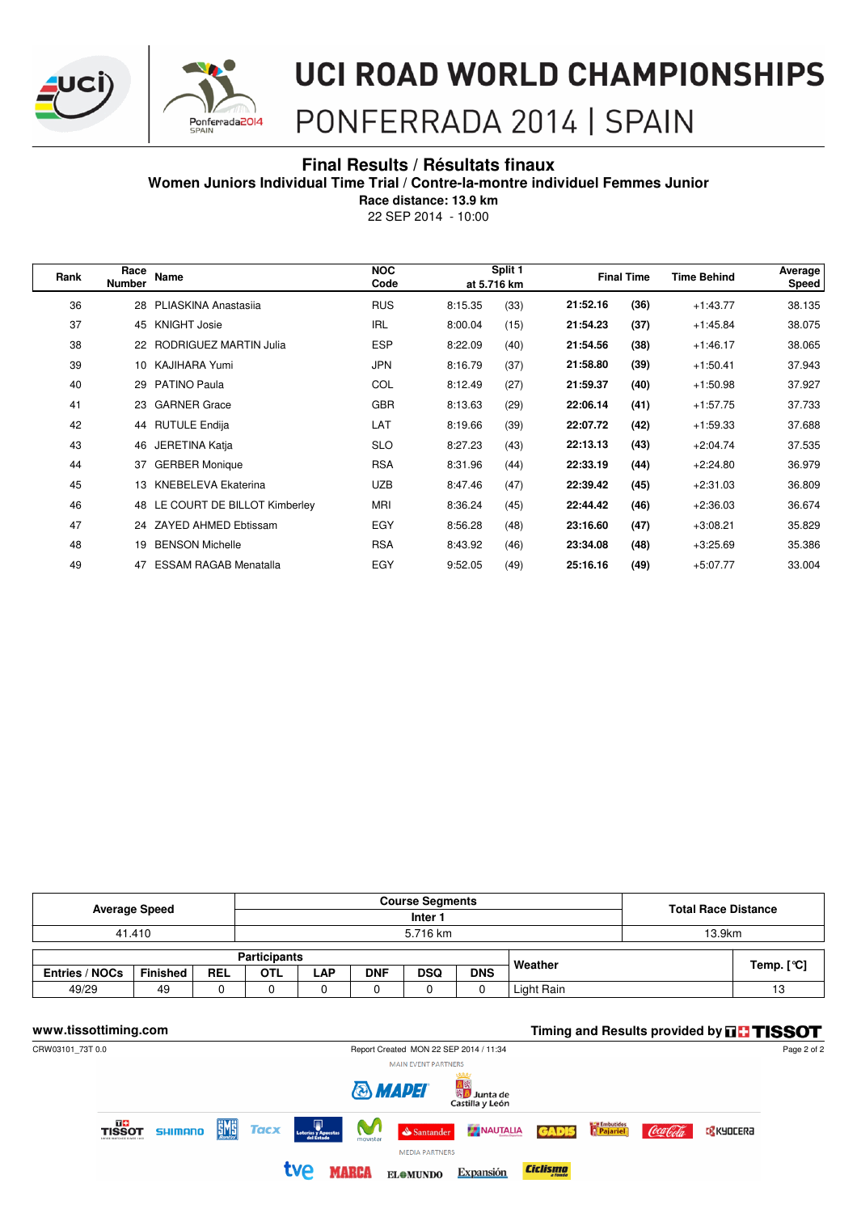# UCI ROAD WORLD CHAMPIONSHIPS

PONFERRADA 2014 | SPAIN

## Final Results / Résultats finaux

**Women Juniors Individual Time Trial / Contre-la-montre individuel Femmes Junior**

**Race distance: 13.9 km**

22 SEP 2014 - 10:00

| Rank | Race Number | Name | NOC Code | Split 1 at 5.716 km | | Final Time | | Time Behind | Average Speed |
|---|---|---|---|---|---|---|---|---|---|
| 36 | 28 | PLIASKINA Anastasiia | RUS | 8:15.35 | (33) | **21:52.16** | **(36)** | +1:43.77 | 38.135 |
| 37 | 45 | KNIGHT Josie | IRL | 8:00.04 | (15) | **21:54.23** | **(37)** | +1:45.84 | 38.075 |
| 38 | 22 | RODRIGUEZ MARTIN Julia | ESP | 8:22.09 | (40) | **21:54.56** | **(38)** | +1:46.17 | 38.065 |
| 39 | 10 | KAJIHARA Yumi | JPN | 8:16.79 | (37) | **21:58.80** | **(39)** | +1:50.41 | 37.943 |
| 40 | 29 | PATINO Paula | COL | 8:12.49 | (27) | **21:59.37** | **(40)** | +1:50.98 | 37.927 |
| 41 | 23 | GARNER Grace | GBR | 8:13.63 | (29) | **22:06.14** | **(41)** | +1:57.75 | 37.733 |
| 42 | 44 | RUTULE Endija | LAT | 8:19.66 | (39) | **22:07.72** | **(42)** | +1:59.33 | 37.688 |
| 43 | 46 | JERETINA Katja | SLO | 8:27.23 | (43) | **22:13.13** | **(43)** | +2:04.74 | 37.535 |
| 44 | 37 | GERBER Monique | RSA | 8:31.96 | (44) | **22:33.19** | **(44)** | +2:24.80 | 36.979 |
| 45 | 13 | KNEBELEVA Ekaterina | UZB | 8:47.46 | (47) | **22:39.42** | **(45)** | +2:31.03 | 36.809 |
| 46 | 48 | LE COURT DE BILLOT Kimberley | MRI | 8:36.24 | (45) | **22:44.42** | **(46)** | +2:36.03 | 36.674 |
| 47 | 24 | ZAYED AHMED Ebtissam | EGY | 8:56.28 | (48) | **23:16.60** | **(47)** | +3:08.21 | 35.829 |
| 48 | 19 | BENSON Michelle | RSA | 8:43.92 | (46) | **23:34.08** | **(48)** | +3:25.69 | 35.386 |
| 49 | 47 | ESSAM RAGAB Menatalla | EGY | 9:52.05 | (49) | **25:16.16** | **(49)** | +5:07.77 | 33.004 |

| Average Speed | Course Segments | Total Race Distance |
|---|---|---|
| | Inter 1 | |
| 41.410 | 5.716 km | 13.9km |

| Participants | | | | | | | | Weather | Temp. [℃] |
|---|---|---|---|---|---|---|---|---|---|
| Entries / NOCs | Finished | REL | OTL | LAP | DNF | DSQ | DNS | | |
| 49/29 | 49 | 0 | 0 | 0 | 0 | 0 | 0 | Light Rain | 13 |

www.tissottiming.com

Timing and Results provided by TISSOT

CRW03101_73T 0.0

Report Created MON 22 SEP 2014 / 11:34

MAIN EVENT PARTNERS

MEDIA PARTNERS